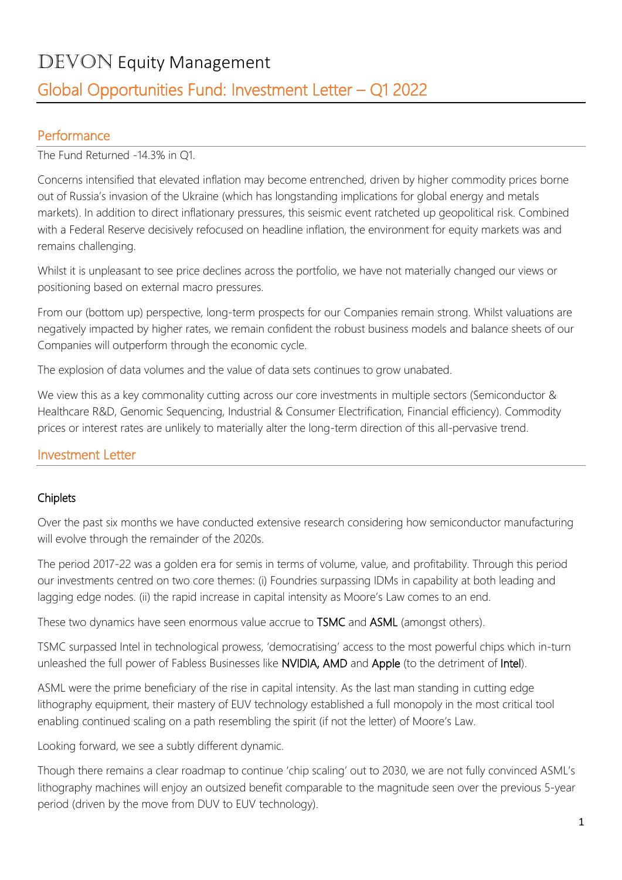# DEVON Equity Management

## Global Opportunities Fund: Investment Letter – Q1 2022

### Performance

The Fund Returned -14.3% in Q1.

Concerns intensified that elevated inflation may become entrenched, driven by higher commodity prices borne out of Russia's invasion of the Ukraine (which has longstanding implications for global energy and metals markets). In addition to direct inflationary pressures, this seismic event ratcheted up geopolitical risk. Combined with a Federal Reserve decisively refocused on headline inflation, the environment for equity markets was and remains challenging.

Whilst it is unpleasant to see price declines across the portfolio, we have not materially changed our views or positioning based on external macro pressures.

From our (bottom up) perspective, long-term prospects for our Companies remain strong. Whilst valuations are negatively impacted by higher rates, we remain confident the robust business models and balance sheets of our Companies will outperform through the economic cycle.

The explosion of data volumes and the value of data sets continues to grow unabated.

We view this as a key commonality cutting across our core investments in multiple sectors (Semiconductor & Healthcare R&D, Genomic Sequencing, Industrial & Consumer Electrification, Financial efficiency). Commodity prices or interest rates are unlikely to materially alter the long-term direction of this all-pervasive trend.

### Investment Letter

#### Chiplets

Over the past six months we have conducted extensive research considering how semiconductor manufacturing will evolve through the remainder of the 2020s.

The period 2017-22 was a golden era for semis in terms of volume, value, and profitability. Through this period our investments centred on two core themes: (i) Foundries surpassing IDMs in capability at both leading and lagging edge nodes. (ii) the rapid increase in capital intensity as Moore's Law comes to an end.

These two dynamics have seen enormous value accrue to TSMC and ASML (amongst others).

TSMC surpassed Intel in technological prowess, 'democratising' access to the most powerful chips which in-turn unleashed the full power of Fabless Businesses like NVIDIA, AMD and Apple (to the detriment of Intel).

ASML were the prime beneficiary of the rise in capital intensity. As the last man standing in cutting edge lithography equipment, their mastery of EUV technology established a full monopoly in the most critical tool enabling continued scaling on a path resembling the spirit (if not the letter) of Moore's Law.

Looking forward, we see a subtly different dynamic.

Though there remains a clear roadmap to continue 'chip scaling' out to 2030, we are not fully convinced ASML's lithography machines will enjoy an outsized benefit comparable to the magnitude seen over the previous 5-year period (driven by the move from DUV to EUV technology).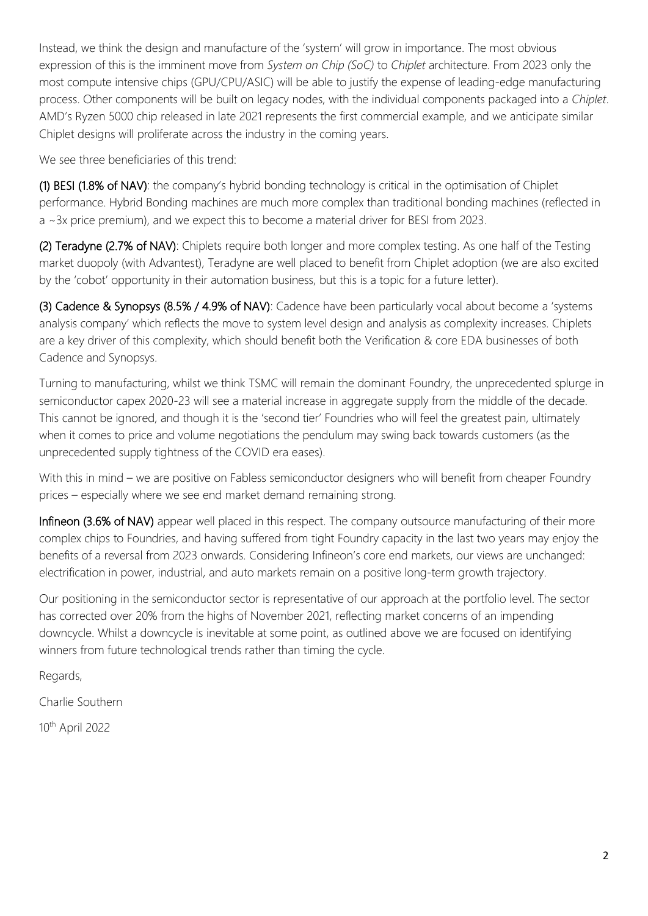Instead, we think the design and manufacture of the 'system' will grow in importance. The most obvious expression of this is the imminent move from *System on Chip (SoC)* to *Chiplet* architecture. From 2023 only the most compute intensive chips (GPU/CPU/ASIC) will be able to justify the expense of leading-edge manufacturing process. Other components will be built on legacy nodes, with the individual components packaged into a *Chiplet*. AMD's Ryzen 5000 chip released in late 2021 represents the first commercial example, and we anticipate similar Chiplet designs will proliferate across the industry in the coming years.

We see three beneficiaries of this trend:

(1) BESI (1.8% of NAV): the company's hybrid bonding technology is critical in the optimisation of Chiplet performance. Hybrid Bonding machines are much more complex than traditional bonding machines (reflected in a ~3x price premium), and we expect this to become a material driver for BESI from 2023.

(2) Teradyne (2.7% of NAV): Chiplets require both longer and more complex testing. As one half of the Testing market duopoly (with Advantest), Teradyne are well placed to benefit from Chiplet adoption (we are also excited by the 'cobot' opportunity in their automation business, but this is a topic for a future letter).

(3) Cadence & Synopsys (8.5% / 4.9% of NAV): Cadence have been particularly vocal about become a 'systems analysis company' which reflects the move to system level design and analysis as complexity increases. Chiplets are a key driver of this complexity, which should benefit both the Verification & core EDA businesses of both Cadence and Synopsys.

Turning to manufacturing, whilst we think TSMC will remain the dominant Foundry, the unprecedented splurge in semiconductor capex 2020-23 will see a material increase in aggregate supply from the middle of the decade. This cannot be ignored, and though it is the 'second tier' Foundries who will feel the greatest pain, ultimately when it comes to price and volume negotiations the pendulum may swing back towards customers (as the unprecedented supply tightness of the COVID era eases).

With this in mind – we are positive on Fabless semiconductor designers who will benefit from cheaper Foundry prices – especially where we see end market demand remaining strong.

Infineon (3.6% of NAV) appear well placed in this respect. The company outsource manufacturing of their more complex chips to Foundries, and having suffered from tight Foundry capacity in the last two years may enjoy the benefits of a reversal from 2023 onwards. Considering Infineon's core end markets, our views are unchanged: electrification in power, industrial, and auto markets remain on a positive long-term growth trajectory.

Our positioning in the semiconductor sector is representative of our approach at the portfolio level. The sector has corrected over 20% from the highs of November 2021, reflecting market concerns of an impending downcycle. Whilst a downcycle is inevitable at some point, as outlined above we are focused on identifying winners from future technological trends rather than timing the cycle.

Regards,

Charlie Southern

10th April 2022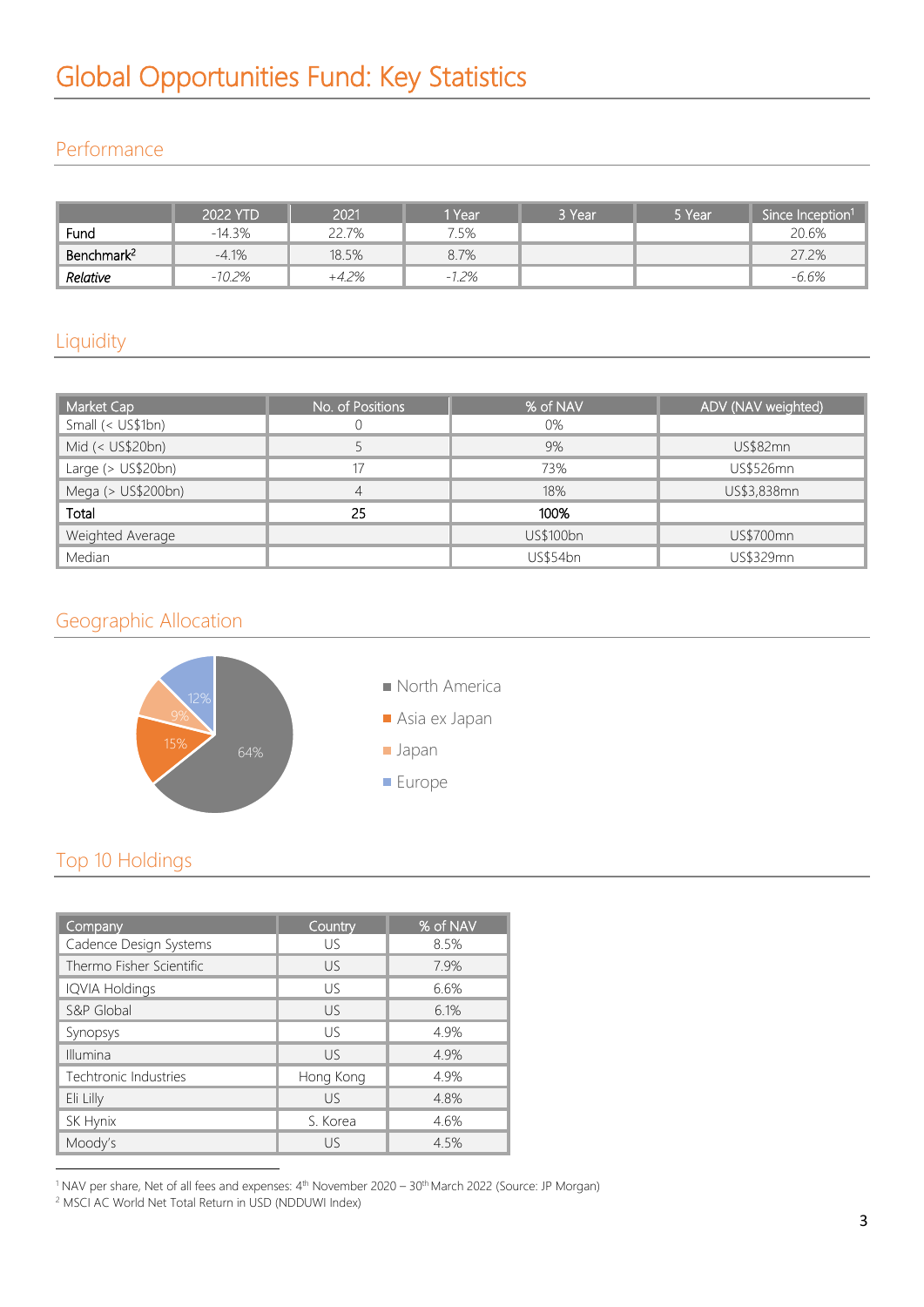# Global Opportunities Fund: Key Statistics

## Performance

| | 2022 YTD | 2021 | 1 Year | 3 Year | 5 Year | Since Inception[1] |
|---|---|---|---|---|---|---|
| Fund | -14.3% | 22.7% | 7.5% | | | 20.6% |
| Benchmark[2] | -4.1% | 18.5% | 8.7% | | | 27.2% |
| *Relative* | *-10.2%* | *+4.2%* | *-1.2%* | | | *-6.6%* |

## Liquidity

| Market Cap | No. of Positions | % of NAV | ADV (NAV weighted) |
|---|---|---|---|
| Small (< US$1bn) | 0 | 0% | |
| Mid (< US$20bn) | 5 | 9% | US$82mn |
| Large (> US$20bn) | 17 | 73% | US$526mn |
| Mega (> US$200bn) | 4 | 18% | US$3,838mn |
| **Total** | **25** | **100%** | |
| Weighted Average | | US$100bn | US$700mn |
| Median | | US$54bn | US$329mn |

## Geographic Allocation

- North America: 64%
- Asia ex Japan: 15%
- Japan: 9%
- Europe: 12%

## Top 10 Holdings

| Company | Country | % of NAV |
|---|---|---|
| Cadence Design Systems | US | 8.5% |
| Thermo Fisher Scientific | US | 7.9% |
| IQVIA Holdings | US | 6.6% |
| S&P Global | US | 6.1% |
| Synopsys | US | 4.9% |
| Illumina | US | 4.9% |
| Techtronic Industries | Hong Kong | 4.9% |
| Eli Lilly | US | 4.8% |
| SK Hynix | S. Korea | 4.6% |
| Moody's | US | 4.5% |

[1] NAV per share, Net of all fees and expenses: 4th November 2020 – 30th March 2022 (Source: JP Morgan)

[2] MSCI AC World Net Total Return in USD (NDDUWI Index)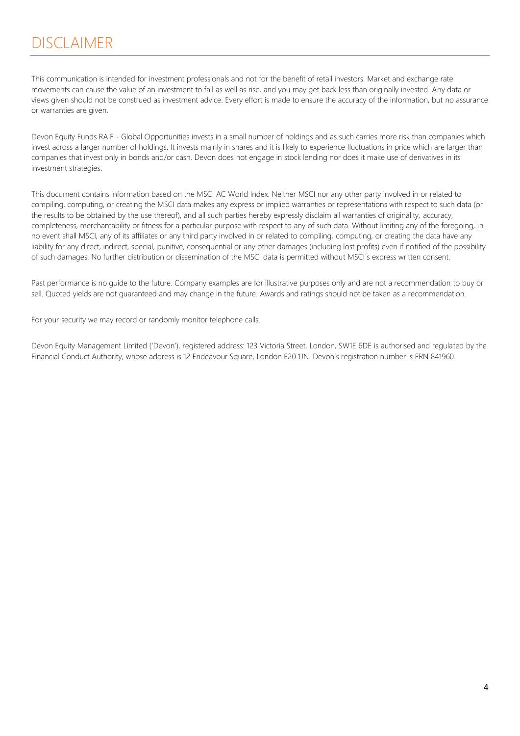# DISCLAIMER

This communication is intended for investment professionals and not for the benefit of retail investors. Market and exchange rate movements can cause the value of an investment to fall as well as rise, and you may get back less than originally invested. Any data or views given should not be construed as investment advice. Every effort is made to ensure the accuracy of the information, but no assurance or warranties are given.

Devon Equity Funds RAIF - Global Opportunities invests in a small number of holdings and as such carries more risk than companies which invest across a larger number of holdings. It invests mainly in shares and it is likely to experience fluctuations in price which are larger than companies that invest only in bonds and/or cash. Devon does not engage in stock lending nor does it make use of derivatives in its investment strategies.

This document contains information based on the MSCI AC World Index. Neither MSCI nor any other party involved in or related to compiling, computing, or creating the MSCI data makes any express or implied warranties or representations with respect to such data (or the results to be obtained by the use thereof), and all such parties hereby expressly disclaim all warranties of originality, accuracy, completeness, merchantability or fitness for a particular purpose with respect to any of such data. Without limiting any of the foregoing, in no event shall MSCI, any of its affiliates or any third party involved in or related to compiling, computing, or creating the data have any liability for any direct, indirect, special, punitive, consequential or any other damages (including lost profits) even if notified of the possibility of such damages. No further distribution or dissemination of the MSCI data is permitted without MSCI's express written consent.

Past performance is no guide to the future. Company examples are for illustrative purposes only and are not a recommendation to buy or sell. Quoted yields are not guaranteed and may change in the future. Awards and ratings should not be taken as a recommendation.

For your security we may record or randomly monitor telephone calls.

Devon Equity Management Limited ('Devon'), registered address: 123 Victoria Street, London, SW1E 6DE is authorised and regulated by the Financial Conduct Authority, whose address is 12 Endeavour Square, London E20 1JN. Devon's registration number is FRN 841960.